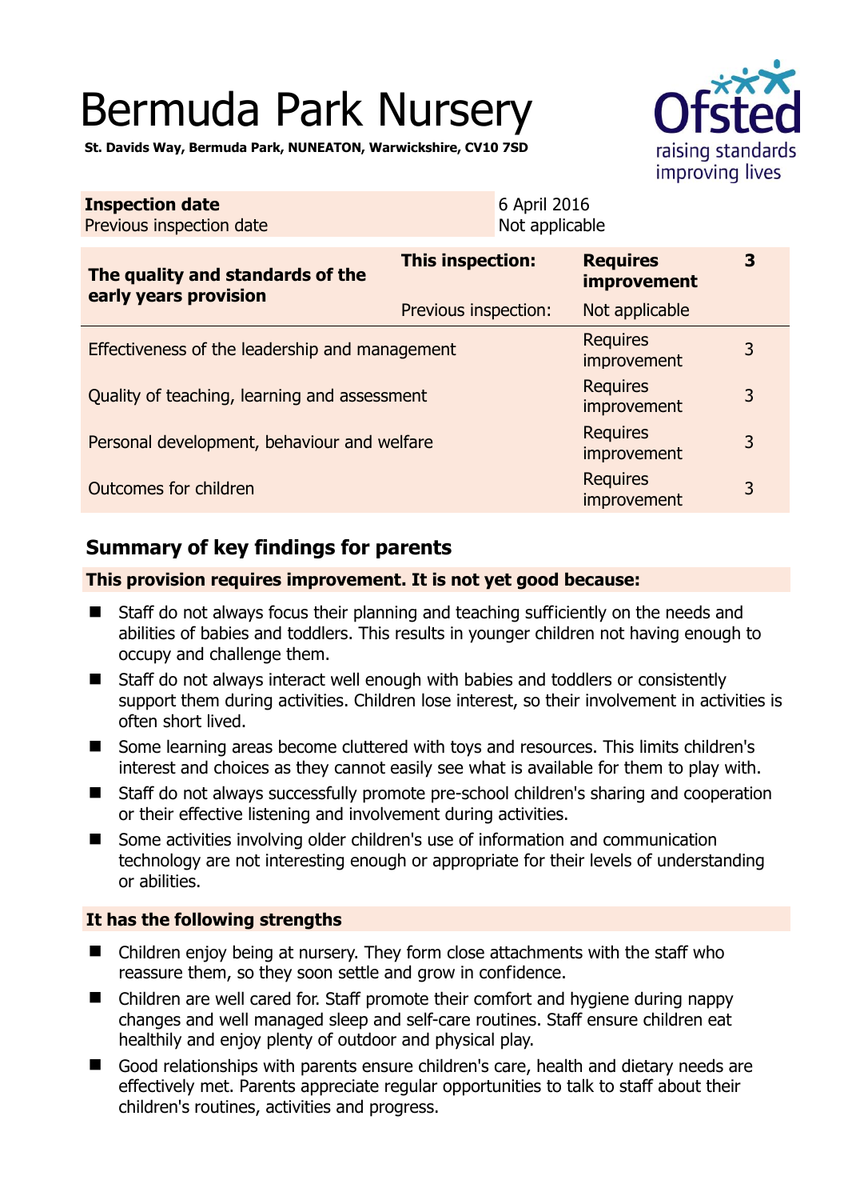# Bermuda Park Nursery

**St. Davids Way, Bermuda Park, NUNEATON, Warwickshire, CV10 7SD**

| | |
|---|---|
| **Inspection date** | 6 April 2016 |
| Previous inspection date | Not applicable |

| | | | |
|---|---|---|---|
| **The quality and standards of the early years provision** | **This inspection:** | **Requires improvement** | **3** |
| | Previous inspection: | Not applicable | |
| Effectiveness of the leadership and management | | Requires improvement | 3 |
| Quality of teaching, learning and assessment | | Requires improvement | 3 |
| Personal development, behaviour and welfare | | Requires improvement | 3 |
| Outcomes for children | | Requires improvement | 3 |

## Summary of key findings for parents

**This provision requires improvement. It is not yet good because:**

- Staff do not always focus their planning and teaching sufficiently on the needs and abilities of babies and toddlers. This results in younger children not having enough to occupy and challenge them.
- Staff do not always interact well enough with babies and toddlers or consistently support them during activities. Children lose interest, so their involvement in activities is often short lived.
- Some learning areas become cluttered with toys and resources. This limits children's interest and choices as they cannot easily see what is available for them to play with.
- Staff do not always successfully promote pre-school children's sharing and cooperation or their effective listening and involvement during activities.
- Some activities involving older children's use of information and communication technology are not interesting enough or appropriate for their levels of understanding or abilities.

**It has the following strengths**

- Children enjoy being at nursery. They form close attachments with the staff who reassure them, so they soon settle and grow in confidence.
- Children are well cared for. Staff promote their comfort and hygiene during nappy changes and well managed sleep and self-care routines. Staff ensure children eat healthily and enjoy plenty of outdoor and physical play.
- Good relationships with parents ensure children's care, health and dietary needs are effectively met. Parents appreciate regular opportunities to talk to staff about their children's routines, activities and progress.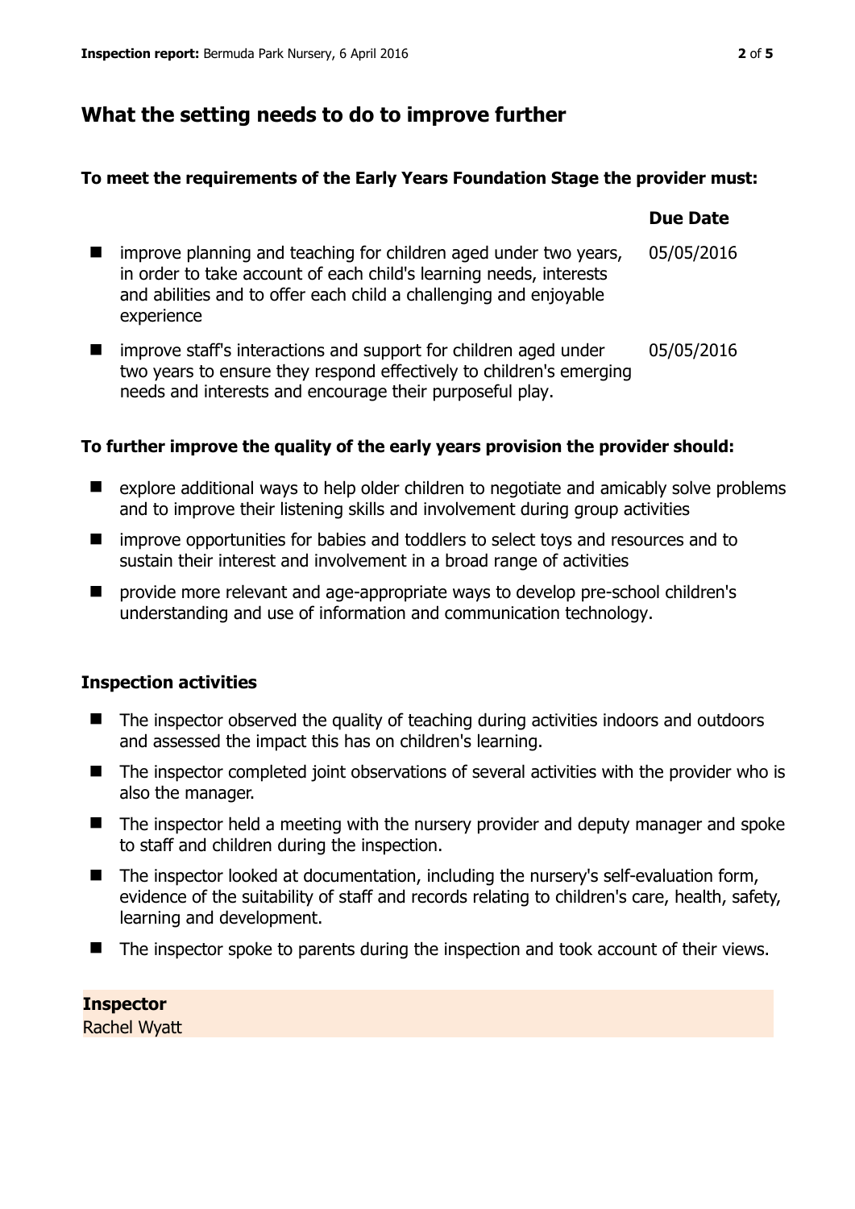## What the setting needs to do to improve further

**To meet the requirements of the Early Years Foundation Stage the provider must:**

| | Due Date |
|---|---|
| ■ improve planning and teaching for children aged under two years, in order to take account of each child's learning needs, interests and abilities and to offer each child a challenging and enjoyable experience | 05/05/2016 |
| ■ improve staff's interactions and support for children aged under two years to ensure they respond effectively to children's emerging needs and interests and encourage their purposeful play. | 05/05/2016 |

**To further improve the quality of the early years provision the provider should:**

- explore additional ways to help older children to negotiate and amicably solve problems and to improve their listening skills and involvement during group activities
- improve opportunities for babies and toddlers to select toys and resources and to sustain their interest and involvement in a broad range of activities
- provide more relevant and age-appropriate ways to develop pre-school children's understanding and use of information and communication technology.

### Inspection activities

- The inspector observed the quality of teaching during activities indoors and outdoors and assessed the impact this has on children's learning.
- The inspector completed joint observations of several activities with the provider who is also the manager.
- The inspector held a meeting with the nursery provider and deputy manager and spoke to staff and children during the inspection.
- The inspector looked at documentation, including the nursery's self-evaluation form, evidence of the suitability of staff and records relating to children's care, health, safety, learning and development.
- The inspector spoke to parents during the inspection and took account of their views.

**Inspector**
Rachel Wyatt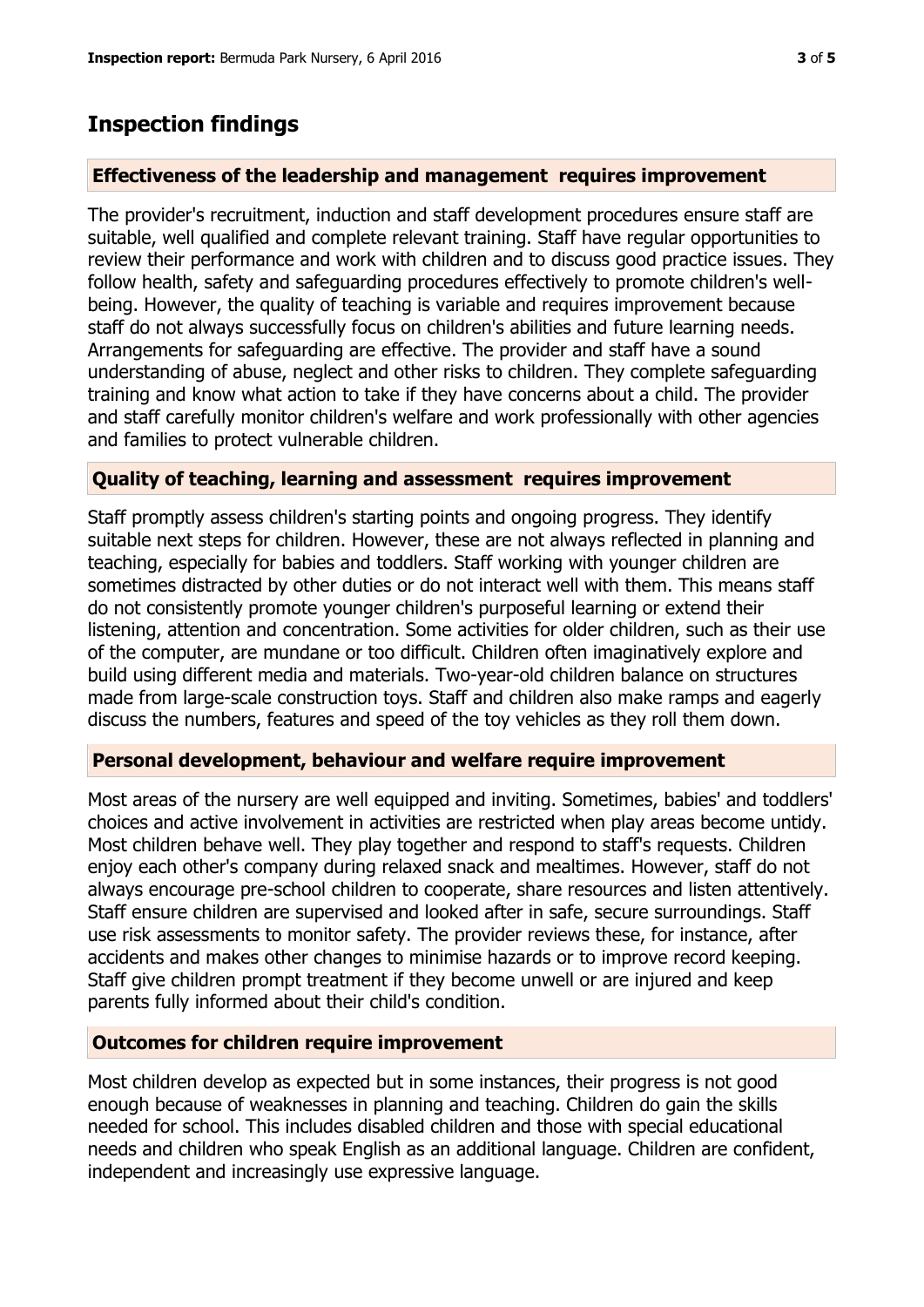## Inspection findings

### Effectiveness of the leadership and management requires improvement

The provider's recruitment, induction and staff development procedures ensure staff are suitable, well qualified and complete relevant training. Staff have regular opportunities to review their performance and work with children and to discuss good practice issues. They follow health, safety and safeguarding procedures effectively to promote children's well-being. However, the quality of teaching is variable and requires improvement because staff do not always successfully focus on children's abilities and future learning needs. Arrangements for safeguarding are effective. The provider and staff have a sound understanding of abuse, neglect and other risks to children. They complete safeguarding training and know what action to take if they have concerns about a child. The provider and staff carefully monitor children's welfare and work professionally with other agencies and families to protect vulnerable children.

### Quality of teaching, learning and assessment requires improvement

Staff promptly assess children's starting points and ongoing progress. They identify suitable next steps for children. However, these are not always reflected in planning and teaching, especially for babies and toddlers. Staff working with younger children are sometimes distracted by other duties or do not interact well with them. This means staff do not consistently promote younger children's purposeful learning or extend their listening, attention and concentration. Some activities for older children, such as their use of the computer, are mundane or too difficult. Children often imaginatively explore and build using different media and materials. Two-year-old children balance on structures made from large-scale construction toys. Staff and children also make ramps and eagerly discuss the numbers, features and speed of the toy vehicles as they roll them down.

### Personal development, behaviour and welfare require improvement

Most areas of the nursery are well equipped and inviting. Sometimes, babies' and toddlers' choices and active involvement in activities are restricted when play areas become untidy. Most children behave well. They play together and respond to staff's requests. Children enjoy each other's company during relaxed snack and mealtimes. However, staff do not always encourage pre-school children to cooperate, share resources and listen attentively. Staff ensure children are supervised and looked after in safe, secure surroundings. Staff use risk assessments to monitor safety. The provider reviews these, for instance, after accidents and makes other changes to minimise hazards or to improve record keeping. Staff give children prompt treatment if they become unwell or are injured and keep parents fully informed about their child's condition.

### Outcomes for children require improvement

Most children develop as expected but in some instances, their progress is not good enough because of weaknesses in planning and teaching. Children do gain the skills needed for school. This includes disabled children and those with special educational needs and children who speak English as an additional language. Children are confident, independent and increasingly use expressive language.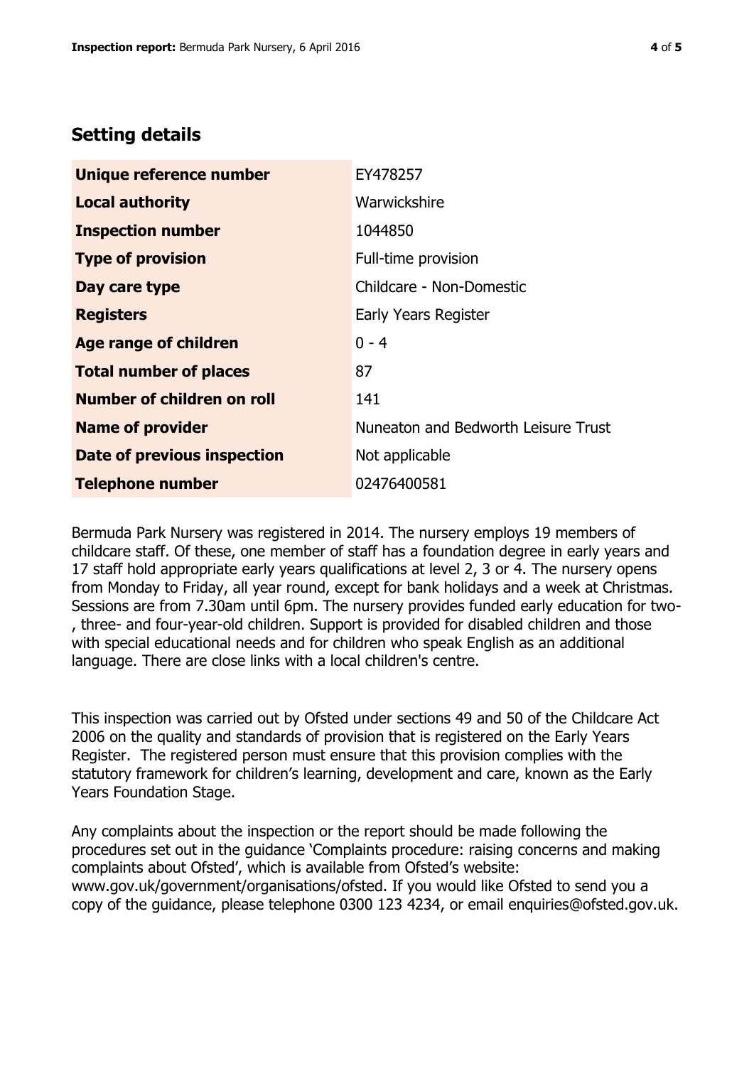## Setting details

| | |
|---|---|
| **Unique reference number** | EY478257 |
| **Local authority** | Warwickshire |
| **Inspection number** | 1044850 |
| **Type of provision** | Full-time provision |
| **Day care type** | Childcare - Non-Domestic |
| **Registers** | Early Years Register |
| **Age range of children** | 0 - 4 |
| **Total number of places** | 87 |
| **Number of children on roll** | 141 |
| **Name of provider** | Nuneaton and Bedworth Leisure Trust |
| **Date of previous inspection** | Not applicable |
| **Telephone number** | 02476400581 |

Bermuda Park Nursery was registered in 2014. The nursery employs 19 members of childcare staff. Of these, one member of staff has a foundation degree in early years and 17 staff hold appropriate early years qualifications at level 2, 3 or 4. The nursery opens from Monday to Friday, all year round, except for bank holidays and a week at Christmas. Sessions are from 7.30am until 6pm. The nursery provides funded early education for two-, three- and four-year-old children. Support is provided for disabled children and those with special educational needs and for children who speak English as an additional language. There are close links with a local children's centre.

This inspection was carried out by Ofsted under sections 49 and 50 of the Childcare Act 2006 on the quality and standards of provision that is registered on the Early Years Register. The registered person must ensure that this provision complies with the statutory framework for children's learning, development and care, known as the Early Years Foundation Stage.

Any complaints about the inspection or the report should be made following the procedures set out in the guidance 'Complaints procedure: raising concerns and making complaints about Ofsted', which is available from Ofsted's website: www.gov.uk/government/organisations/ofsted. If you would like Ofsted to send you a copy of the guidance, please telephone 0300 123 4234, or email enquiries@ofsted.gov.uk.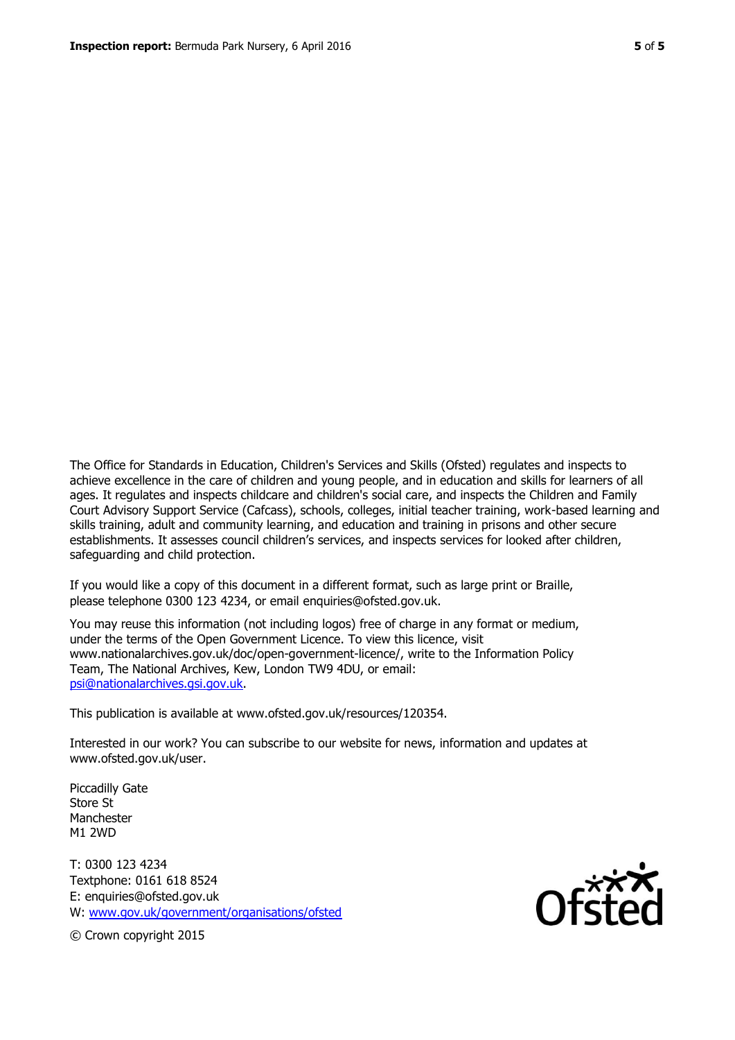The Office for Standards in Education, Children's Services and Skills (Ofsted) regulates and inspects to achieve excellence in the care of children and young people, and in education and skills for learners of all ages. It regulates and inspects childcare and children's social care, and inspects the Children and Family Court Advisory Support Service (Cafcass), schools, colleges, initial teacher training, work-based learning and skills training, adult and community learning, and education and training in prisons and other secure establishments. It assesses council children's services, and inspects services for looked after children, safeguarding and child protection.

If you would like a copy of this document in a different format, such as large print or Braille, please telephone 0300 123 4234, or email enquiries@ofsted.gov.uk.

You may reuse this information (not including logos) free of charge in any format or medium, under the terms of the Open Government Licence. To view this licence, visit www.nationalarchives.gov.uk/doc/open-government-licence/, write to the Information Policy Team, The National Archives, Kew, London TW9 4DU, or email: psi@nationalarchives.gsi.gov.uk.

This publication is available at www.ofsted.gov.uk/resources/120354.

Interested in our work? You can subscribe to our website for news, information and updates at www.ofsted.gov.uk/user.

Piccadilly Gate
Store St
Manchester
M1 2WD

T: 0300 123 4234
Textphone: 0161 618 8524
E: enquiries@ofsted.gov.uk
W: www.gov.uk/government/organisations/ofsted

© Crown copyright 2015